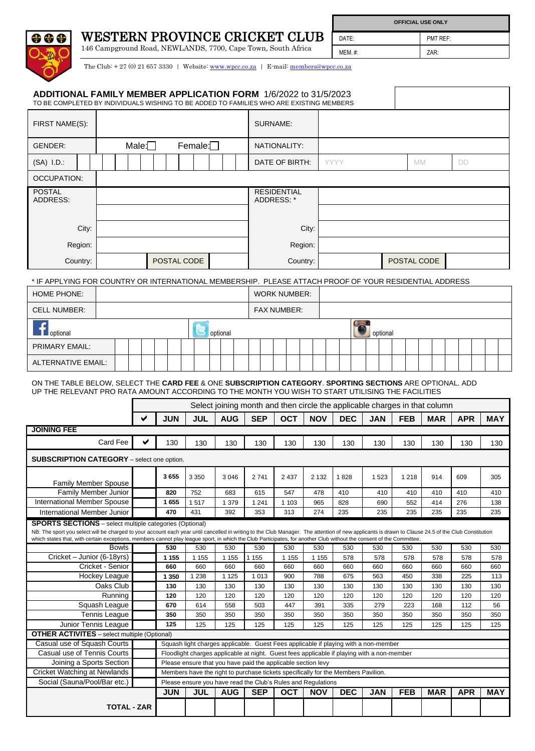# WESTERN PROVINCE CRICKET CLUB

146 Campground Road, NEWLANDS, 7700, Cape Town, South Africa

The Club: + 27 (0) 21 657 3330 | Website: www.wpcc.co.za | E-mail: members@wpcc.co.za

| OFFICIAL USE ONLY | |
|---|---|
| DATE: | PMT REF: |
| MEM. #: | ZAR: |

## ADDITIONAL FAMILY MEMBER APPLICATION FORM 1/6/2022 to 31/5/2023

TO BE COMPLETED BY INDIVIDUALS WISHING TO BE ADDED TO FAMILIES WHO ARE EXISTING MEMBERS

| | | | |
|---|---|---|---|
| FIRST NAME(S): | | SURNAME: | |
| GENDER: | Male:☐ Female:☐ | NATIONALITY: | |
| (SA) I.D.: | | DATE OF BIRTH: | YYYY MM DD |
| OCCUPATION: | | | |
| POSTAL ADDRESS: | | RESIDENTIAL ADDRESS: * | |
| City: | | City: | |
| Region: | | Region: | |
| Country: | POSTAL CODE | Country: | POSTAL CODE |

* IF APPLYING FOR COUNTRY OR INTERNATIONAL MEMBERSHIP. PLEASE ATTACH PROOF OF YOUR RESIDENTIAL ADDRESS

| | | | |
|---|---|---|---|
| HOME PHONE: | | WORK NUMBER: | |
| CELL NUMBER: | | FAX NUMBER: | |
| Facebook: optional | Twitter: optional | Instagram: optional | |
| PRIMARY EMAIL: | | | |
| ALTERNATIVE EMAIL: | | | |

ON THE TABLE BELOW, SELECT THE **CARD FEE** & ONE **SUBSCRIPTION CATEGORY**. **SPORTING SECTIONS** ARE OPTIONAL. ADD UP THE RELEVANT PRO RATA AMOUNT ACCORDING TO THE MONTH YOU WISH TO START UTILISING THE FACILITIES

| | Select joining month and then circle the applicable charges in that column | | | | | | | | | | | | |
|---|---|---|---|---|---|---|---|---|---|---|---|---|---|
| | ✔ | JUN | JUL | AUG | SEP | OCT | NOV | DEC | JAN | FEB | MAR | APR | MAY |
| **JOINING FEE** | | | | | | | | | | | | | |
| Card Fee | ✔ | 130 | 130 | 130 | 130 | 130 | 130 | 130 | 130 | 130 | 130 | 130 | 130 |
| **SUBSCRIPTION CATEGORY** – select one option. | | | | | | | | | | | | | |
| Family Member Spouse | | **3 655** | 3 350 | 3 046 | 2 741 | 2 437 | 2 132 | 1 828 | 1 523 | 1 218 | 914 | 609 | 305 |
| Family Member Junior | | **820** | 752 | 683 | 615 | 547 | 478 | 410 | 410 | 410 | 410 | 410 | 410 |
| International Member Spouse | | **1 655** | 1 517 | 1 379 | 1 241 | 1 103 | 965 | 828 | 690 | 552 | 414 | 276 | 138 |
| International Member Junior | | **470** | 431 | 392 | 353 | 313 | 274 | 235 | 235 | 235 | 235 | 235 | 235 |
| **SPORTS SECTIONS** – select multiple categories (Optional) NB: The sport you select will be charged to your account each year until cancelled in writing to the Club Manager. The attention of new applicants is drawn to Clause 24.5 of the Club Constitution which states that, with certain exceptions, members cannot play league sport, in which the Club Participates, for another Club without the consent of the Committee. | | | | | | | | | | | | | |
| Bowls | | **530** | 530 | 530 | 530 | 530 | 530 | 530 | 530 | 530 | 530 | 530 | 530 |
| Cricket – Junior (6-18yrs) | | **1 155** | 1 155 | 1 155 | 1 155 | 1 155 | 1 155 | 578 | 578 | 578 | 578 | 578 | 578 |
| Cricket - Senior | | **660** | 660 | 660 | 660 | 660 | 660 | 660 | 660 | 660 | 660 | 660 | 660 |
| Hockey League | | **1 350** | 1 238 | 1 125 | 1 013 | 900 | 788 | 675 | 563 | 450 | 338 | 225 | 113 |
| Oaks Club | | **130** | 130 | 130 | 130 | 130 | 130 | 130 | 130 | 130 | 130 | 130 | 130 |
| Running | | **120** | 120 | 120 | 120 | 120 | 120 | 120 | 120 | 120 | 120 | 120 | 120 |
| Squash League | | **670** | 614 | 558 | 503 | 447 | 391 | 335 | 279 | 223 | 168 | 112 | 56 |
| Tennis League | | **350** | 350 | 350 | 350 | 350 | 350 | 350 | 350 | 350 | 350 | 350 | 350 |
| Junior Tennis League | | **125** | 125 | 125 | 125 | 125 | 125 | 125 | 125 | 125 | 125 | 125 | 125 |
| **OTHER ACTIVITES** – select multiple (Optional) | | | | | | | | | | | | | |
| Casual use of Squash Courts | | Squash light charges applicable. Guest Fees applicable if playing with a non-member | | | | | | | | | | | |
| Casual use of Tennis Courts | | Floodlight charges applicable at night. Guest fees applicable if playing with a non-member | | | | | | | | | | | |
| Joining a Sports Section | | Please ensure that you have paid the applicable section levy | | | | | | | | | | | |
| Cricket Watching at Newlands | | Members have the right to purchase tickets specifically for the Members Pavilion. | | | | | | | | | | | |
| Social (Sauna/Pool/Bar etc.) | | Please ensure you have read the Club's Rules and Regulations | | | | | | | | | | | |
| | | JUN | JUL | AUG | SEP | OCT | NOV | DEC | JAN | FEB | MAR | APR | MAY |
| | TOTAL - ZAR | | | | | | | | | | | | |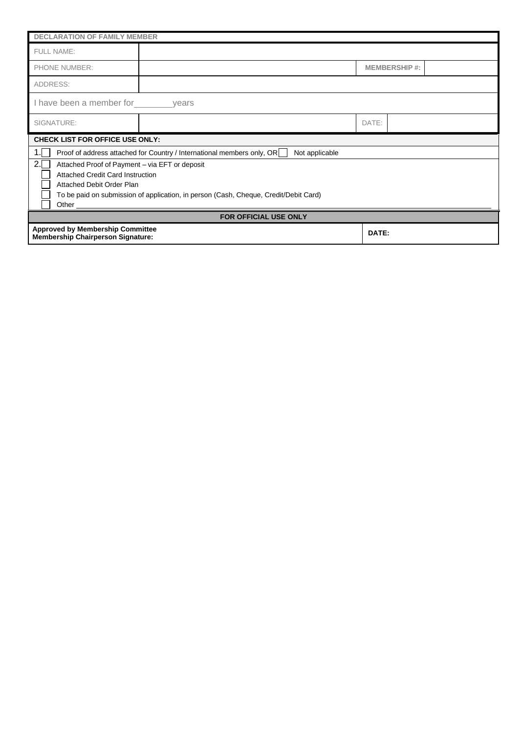| DECLARATION OF FAMILY MEMBER | | | |
| --- | --- | --- | --- |
| FULL NAME: | | | |
| PHONE NUMBER: | | MEMBERSHIP #: | |
| ADDRESS: | | | |
| I have been a member for________years | | | |
| SIGNATURE: | | DATE: | |

**CHECK LIST FOR OFFICE USE ONLY:**

1. ☐ Proof of address attached for Country / International members only, OR ☐ Not applicable
2. ☐ Attached Proof of Payment – via EFT or deposit
   ☐ Attached Credit Card Instruction
   ☐ Attached Debit Order Plan
   ☐ To be paid on submission of application, in person (Cash, Cheque, Credit/Debit Card)
   ☐ Other ______________________________

**FOR OFFICIAL USE ONLY**

| | |
| --- | --- |
| **Approved by Membership Committee**<br>**Membership Chairperson Signature:** | **DATE:** |